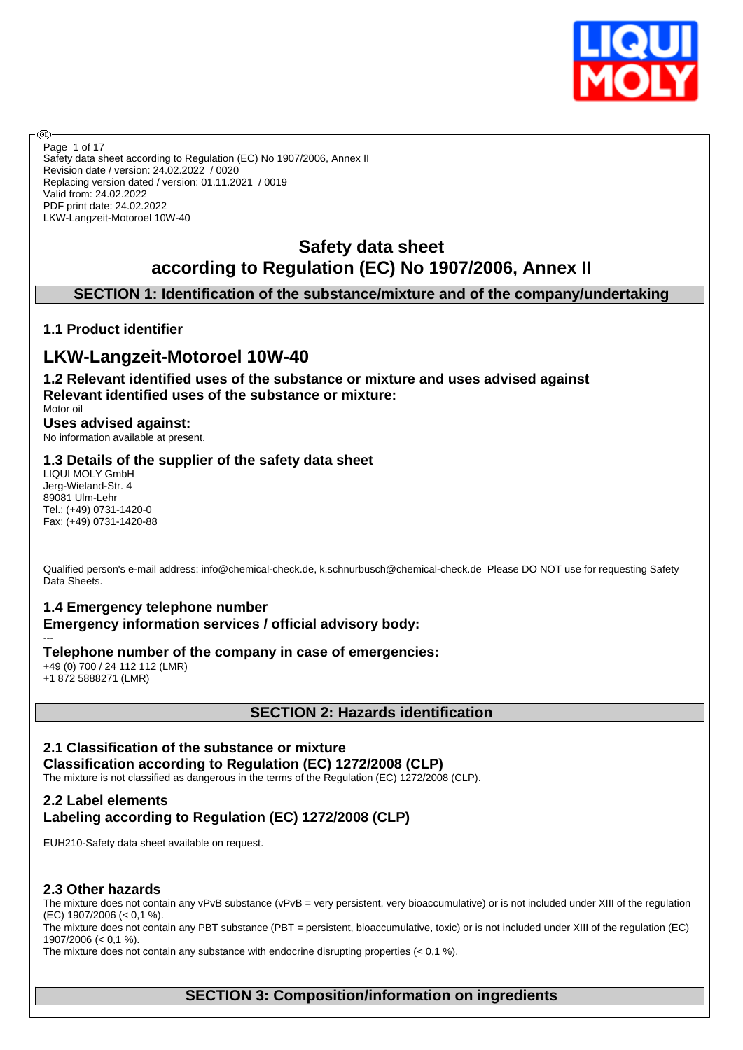Page 1 of 17
Safety data sheet according to Regulation (EC) No 1907/2006, Annex II
Revision date / version: 24.02.2022 / 0020
Replacing version dated / version: 01.11.2021 / 0019
Valid from: 24.02.2022
PDF print date: 24.02.2022
LKW-Langzeit-Motoroel 10W-40

# Safety data sheet according to Regulation (EC) No 1907/2006, Annex II

## SECTION 1: Identification of the substance/mixture and of the company/undertaking

### 1.1 Product identifier

# LKW-Langzeit-Motoroel 10W-40

### 1.2 Relevant identified uses of the substance or mixture and uses advised against

**Relevant identified uses of the substance or mixture:**

Motor oil

**Uses advised against:**

No information available at present.

### 1.3 Details of the supplier of the safety data sheet

LIQUI MOLY GmbH
Jerg-Wieland-Str. 4
89081 Ulm-Lehr
Tel.: (+49) 0731-1420-0
Fax: (+49) 0731-1420-88

Qualified person's e-mail address: info@chemical-check.de, k.schnurbusch@chemical-check.de Please DO NOT use for requesting Safety Data Sheets.

### 1.4 Emergency telephone number

**Emergency information services / official advisory body:**

---

**Telephone number of the company in case of emergencies:**

+49 (0) 700 / 24 112 112 (LMR)
+1 872 5888271 (LMR)

## SECTION 2: Hazards identification

### 2.1 Classification of the substance or mixture

**Classification according to Regulation (EC) 1272/2008 (CLP)**

The mixture is not classified as dangerous in the terms of the Regulation (EC) 1272/2008 (CLP).

### 2.2 Label elements

**Labeling according to Regulation (EC) 1272/2008 (CLP)**

EUH210-Safety data sheet available on request.

### 2.3 Other hazards

The mixture does not contain any vPvB substance (vPvB = very persistent, very bioaccumulative) or is not included under XIII of the regulation (EC) 1907/2006 (< 0,1 %).
The mixture does not contain any PBT substance (PBT = persistent, bioaccumulative, toxic) or is not included under XIII of the regulation (EC) 1907/2006 (< 0,1 %).
The mixture does not contain any substance with endocrine disrupting properties (< 0,1 %).

## SECTION 3: Composition/information on ingredients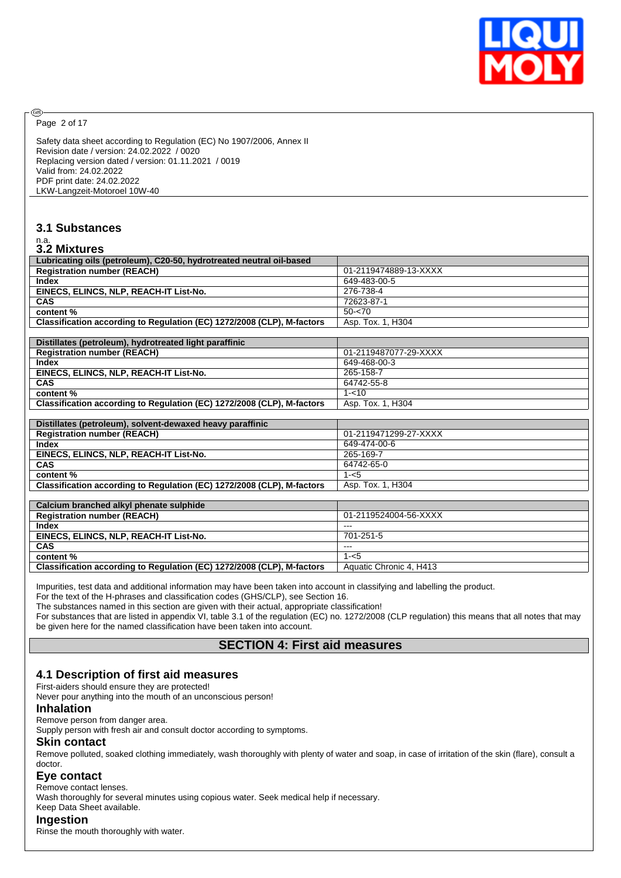Safety data sheet according to Regulation (EC) No 1907/2006, Annex II
Revision date / version: 24.02.2022 / 0020
Replacing version dated / version: 01.11.2021 / 0019
Valid from: 24.02.2022
PDF print date: 24.02.2022
LKW-Langzeit-Motoroel 10W-40

### 3.1 Substances

n.a.

### 3.2 Mixtures

| Lubricating oils (petroleum), C20-50, hydrotreated neutral oil-based | |
|---|---|
| Registration number (REACH) | 01-2119474889-13-XXXX |
| Index | 649-483-00-5 |
| EINECS, ELINCS, NLP, REACH-IT List-No. | 276-738-4 |
| CAS | 72623-87-1 |
| content % | 50-<70 |
| Classification according to Regulation (EC) 1272/2008 (CLP), M-factors | Asp. Tox. 1, H304 |

| Distillates (petroleum), hydrotreated light paraffinic | |
|---|---|
| Registration number (REACH) | 01-2119487077-29-XXXX |
| Index | 649-468-00-3 |
| EINECS, ELINCS, NLP, REACH-IT List-No. | 265-158-7 |
| CAS | 64742-55-8 |
| content % | 1-<10 |
| Classification according to Regulation (EC) 1272/2008 (CLP), M-factors | Asp. Tox. 1, H304 |

| Distillates (petroleum), solvent-dewaxed heavy paraffinic | |
|---|---|
| Registration number (REACH) | 01-2119471299-27-XXXX |
| Index | 649-474-00-6 |
| EINECS, ELINCS, NLP, REACH-IT List-No. | 265-169-7 |
| CAS | 64742-65-0 |
| content % | 1-<5 |
| Classification according to Regulation (EC) 1272/2008 (CLP), M-factors | Asp. Tox. 1, H304 |

| Calcium branched alkyl phenate sulphide | |
|---|---|
| Registration number (REACH) | 01-2119524004-56-XXXX |
| Index | --- |
| EINECS, ELINCS, NLP, REACH-IT List-No. | 701-251-5 |
| CAS | --- |
| content % | 1-<5 |
| Classification according to Regulation (EC) 1272/2008 (CLP), M-factors | Aquatic Chronic 4, H413 |

Impurities, test data and additional information may have been taken into account in classifying and labelling the product.
For the text of the H-phrases and classification codes (GHS/CLP), see Section 16.
The substances named in this section are given with their actual, appropriate classification!
For substances that are listed in appendix VI, table 3.1 of the regulation (EC) no. 1272/2008 (CLP regulation) this means that all notes that may be given here for the named classification have been taken into account.

## SECTION 4: First aid measures

### 4.1 Description of first aid measures

First-aiders should ensure they are protected!
Never pour anything into the mouth of an unconscious person!

#### Inhalation

Remove person from danger area.
Supply person with fresh air and consult doctor according to symptoms.

#### Skin contact

Remove polluted, soaked clothing immediately, wash thoroughly with plenty of water and soap, in case of irritation of the skin (flare), consult a doctor.

#### Eye contact

Remove contact lenses.
Wash thoroughly for several minutes using copious water. Seek medical help if necessary.
Keep Data Sheet available.

#### Ingestion

Rinse the mouth thoroughly with water.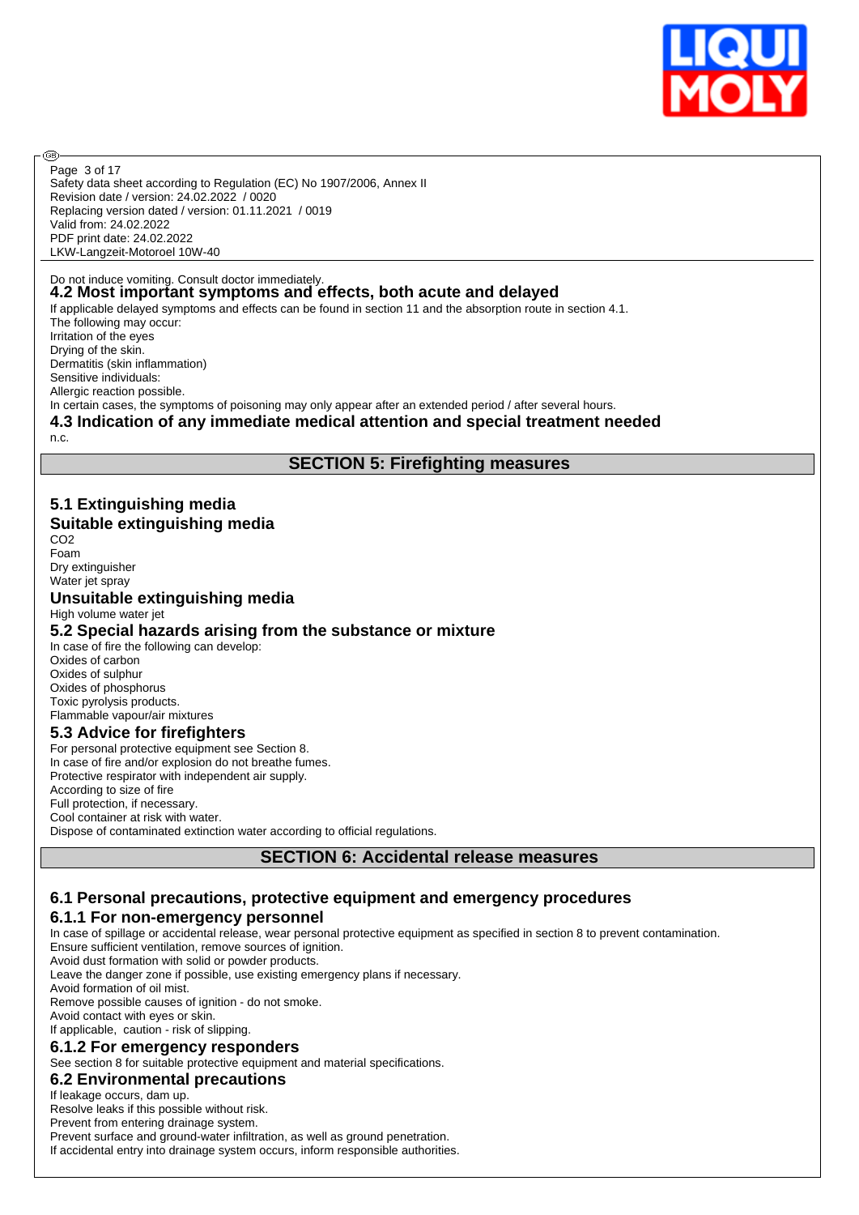Do not induce vomiting. Consult doctor immediately.

## 4.2 Most important symptoms and effects, both acute and delayed

If applicable delayed symptoms and effects can be found in section 11 and the absorption route in section 4.1.
The following may occur:
Irritation of the eyes
Drying of the skin.
Dermatitis (skin inflammation)
Sensitive individuals:
Allergic reaction possible.
In certain cases, the symptoms of poisoning may only appear after an extended period / after several hours.

## 4.3 Indication of any immediate medical attention and special treatment needed

n.c.

# SECTION 5: Firefighting measures

## 5.1 Extinguishing media

### Suitable extinguishing media

$CO_2$
Foam
Dry extinguisher
Water jet spray

### Unsuitable extinguishing media

High volume water jet

## 5.2 Special hazards arising from the substance or mixture

In case of fire the following can develop:
Oxides of carbon
Oxides of sulphur
Oxides of phosphorus
Toxic pyrolysis products.
Flammable vapour/air mixtures

## 5.3 Advice for firefighters

For personal protective equipment see Section 8.
In case of fire and/or explosion do not breathe fumes.
Protective respirator with independent air supply.
According to size of fire
Full protection, if necessary.
Cool container at risk with water.
Dispose of contaminated extinction water according to official regulations.

# SECTION 6: Accidental release measures

## 6.1 Personal precautions, protective equipment and emergency procedures

### 6.1.1 For non-emergency personnel

In case of spillage or accidental release, wear personal protective equipment as specified in section 8 to prevent contamination.
Ensure sufficient ventilation, remove sources of ignition.
Avoid dust formation with solid or powder products.
Leave the danger zone if possible, use existing emergency plans if necessary.
Avoid formation of oil mist.
Remove possible causes of ignition - do not smoke.
Avoid contact with eyes or skin.
If applicable, caution - risk of slipping.

### 6.1.2 For emergency responders

See section 8 for suitable protective equipment and material specifications.

## 6.2 Environmental precautions

If leakage occurs, dam up.
Resolve leaks if this possible without risk.
Prevent from entering drainage system.
Prevent surface and ground-water infiltration, as well as ground penetration.
If accidental entry into drainage system occurs, inform responsible authorities.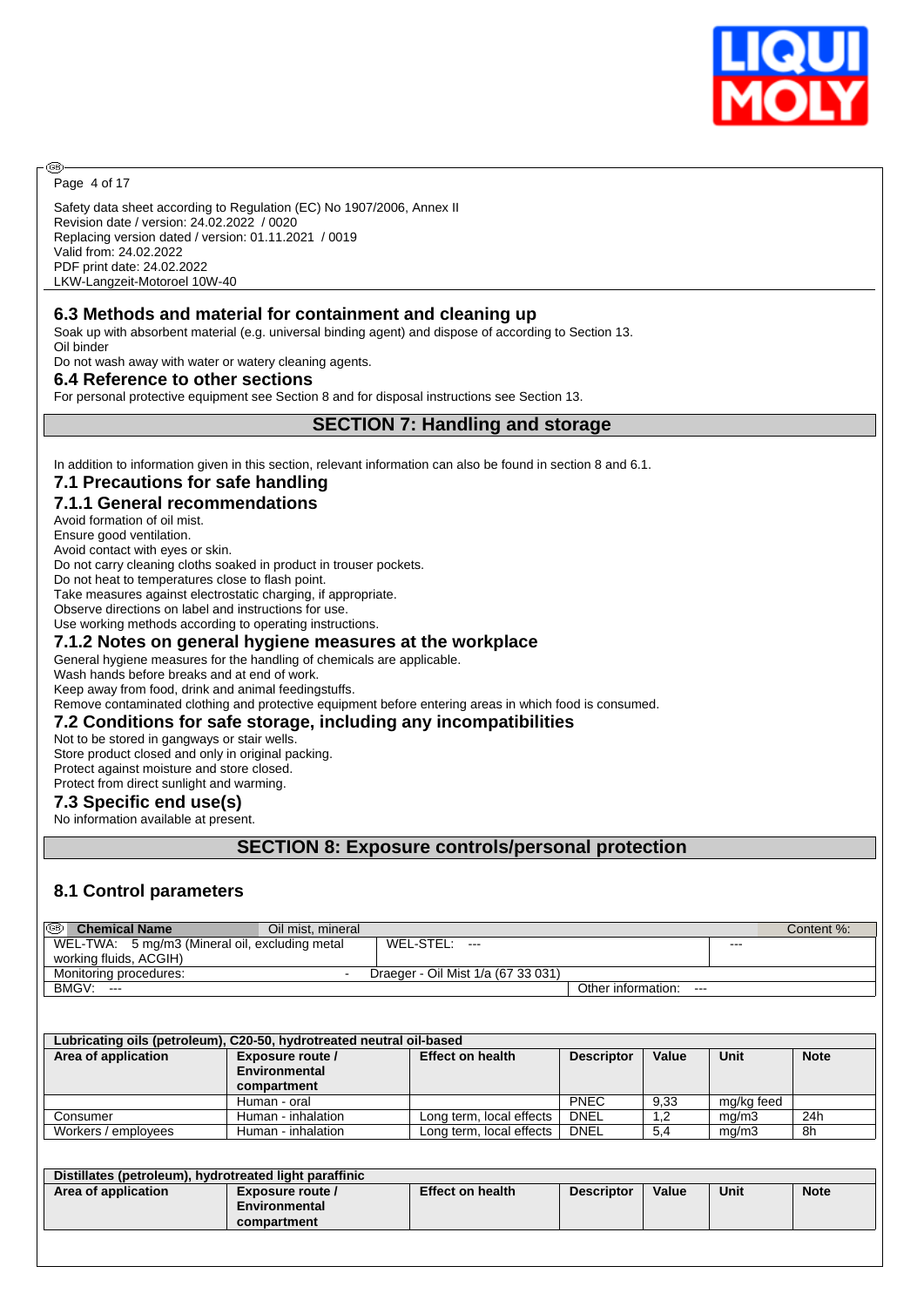Safety data sheet according to Regulation (EC) No 1907/2006, Annex II
Revision date / version: 24.02.2022 / 0020
Replacing version dated / version: 01.11.2021 / 0019
Valid from: 24.02.2022
PDF print date: 24.02.2022
LKW-Langzeit-Motoroel 10W-40

### 6.3 Methods and material for containment and cleaning up

Soak up with absorbent material (e.g. universal binding agent) and dispose of according to Section 13.
Oil binder
Do not wash away with water or watery cleaning agents.

### 6.4 Reference to other sections

For personal protective equipment see Section 8 and for disposal instructions see Section 13.

## SECTION 7: Handling and storage

In addition to information given in this section, relevant information can also be found in section 8 and 6.1.

### 7.1 Precautions for safe handling

### 7.1.1 General recommendations

Avoid formation of oil mist.
Ensure good ventilation.
Avoid contact with eyes or skin.
Do not carry cleaning cloths soaked in product in trouser pockets.
Do not heat to temperatures close to flash point.
Take measures against electrostatic charging, if appropriate.
Observe directions on label and instructions for use.
Use working methods according to operating instructions.

### 7.1.2 Notes on general hygiene measures at the workplace

General hygiene measures for the handling of chemicals are applicable.
Wash hands before breaks and at end of work.
Keep away from food, drink and animal feedingstuffs.
Remove contaminated clothing and protective equipment before entering areas in which food is consumed.

### 7.2 Conditions for safe storage, including any incompatibilities

Not to be stored in gangways or stair wells.
Store product closed and only in original packing.
Protect against moisture and store closed.
Protect from direct sunlight and warming.

### 7.3 Specific end use(s)

No information available at present.

## SECTION 8: Exposure controls/personal protection

### 8.1 Control parameters

| Chemical Name | Oil mist, mineral | | Content %: |
|---|---|---|---|
| WEL-TWA: 5 mg/m3 (Mineral oil, excluding metal working fluids, ACGIH) | WEL-STEL: --- | | --- |
| Monitoring procedures: - | Draeger - Oil Mist 1/a (67 33 031) | | |
| BMGV: --- | | Other information: --- | |

| Lubricating oils (petroleum), C20-50, hydrotreated neutral oil-based | | | | | | |
|---|---|---|---|---|---|---|
| **Area of application** | **Exposure route / Environmental compartment** | **Effect on health** | **Descriptor** | **Value** | **Unit** | **Note** |
| | Human - oral | | PNEC | 9,33 | mg/kg feed | |
| Consumer | Human - inhalation | Long term, local effects | DNEL | 1,2 | mg/m3 | 24h |
| Workers / employees | Human - inhalation | Long term, local effects | DNEL | 5,4 | mg/m3 | 8h |

| Distillates (petroleum), hydrotreated light paraffinic | | | | | | |
|---|---|---|---|---|---|---|
| **Area of application** | **Exposure route / Environmental compartment** | **Effect on health** | **Descriptor** | **Value** | **Unit** | **Note** |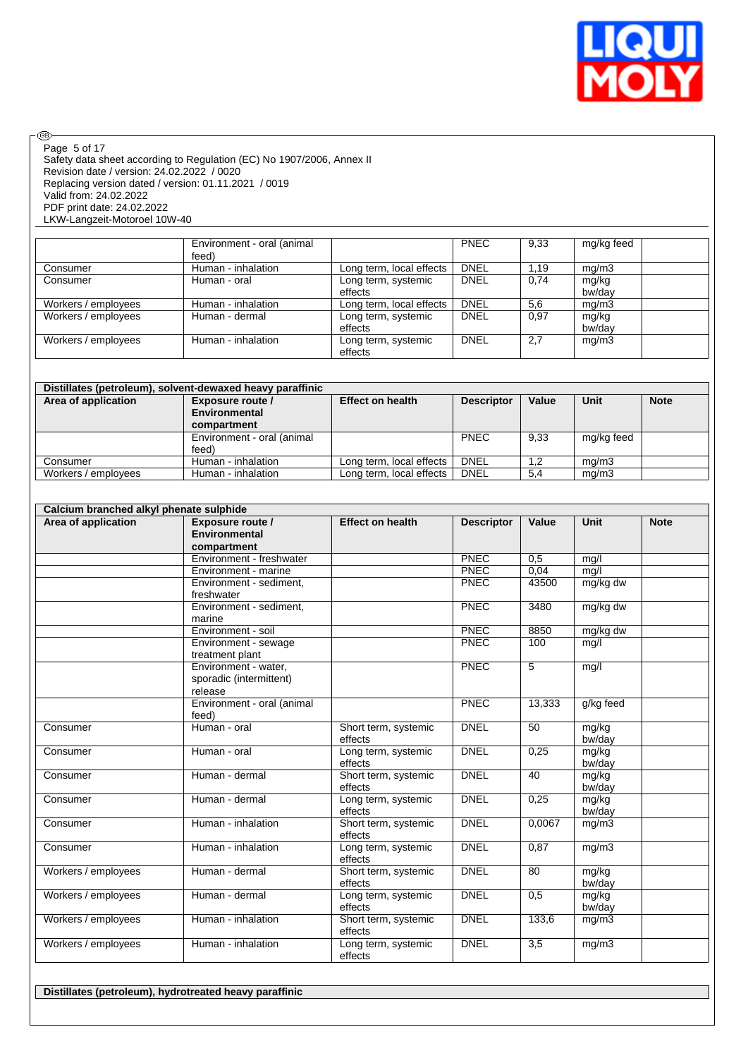| | | | | | | |
|---|---|---|---|---|---|---|
| | Environment - oral (animal feed) | | PNEC | 9,33 | mg/kg feed | |
| Consumer | Human - inhalation | Long term, local effects | DNEL | 1,19 | mg/m3 | |
| Consumer | Human - oral | Long term, systemic effects | DNEL | 0,74 | mg/kg bw/day | |
| Workers / employees | Human - inhalation | Long term, local effects | DNEL | 5,6 | mg/m3 | |
| Workers / employees | Human - dermal | Long term, systemic effects | DNEL | 0,97 | mg/kg bw/day | |
| Workers / employees | Human - inhalation | Long term, systemic effects | DNEL | 2,7 | mg/m3 | |

**Distillates (petroleum), solvent-dewaxed heavy paraffinic**

| Area of application | Exposure route / Environmental compartment | Effect on health | Descriptor | Value | Unit | Note |
|---|---|---|---|---|---|---|
| | Environment - oral (animal feed) | | PNEC | 9,33 | mg/kg feed | |
| Consumer | Human - inhalation | Long term, local effects | DNEL | 1,2 | mg/m3 | |
| Workers / employees | Human - inhalation | Long term, local effects | DNEL | 5,4 | mg/m3 | |

**Calcium branched alkyl phenate sulphide**

| Area of application | Exposure route / Environmental compartment | Effect on health | Descriptor | Value | Unit | Note |
|---|---|---|---|---|---|---|
| | Environment - freshwater | | PNEC | 0,5 | mg/l | |
| | Environment - marine | | PNEC | 0,04 | mg/l | |
| | Environment - sediment, freshwater | | PNEC | 43500 | mg/kg dw | |
| | Environment - sediment, marine | | PNEC | 3480 | mg/kg dw | |
| | Environment - soil | | PNEC | 8850 | mg/kg dw | |
| | Environment - sewage treatment plant | | PNEC | 100 | mg/l | |
| | Environment - water, sporadic (intermittent) release | | PNEC | 5 | mg/l | |
| | Environment - oral (animal feed) | | PNEC | 13,333 | g/kg feed | |
| Consumer | Human - oral | Short term, systemic effects | DNEL | 50 | mg/kg bw/day | |
| Consumer | Human - oral | Long term, systemic effects | DNEL | 0,25 | mg/kg bw/day | |
| Consumer | Human - dermal | Short term, systemic effects | DNEL | 40 | mg/kg bw/day | |
| Consumer | Human - dermal | Long term, systemic effects | DNEL | 0,25 | mg/kg bw/day | |
| Consumer | Human - inhalation | Short term, systemic effects | DNEL | 0,0067 | mg/m3 | |
| Consumer | Human - inhalation | Long term, systemic effects | DNEL | 0,87 | mg/m3 | |
| Workers / employees | Human - dermal | Short term, systemic effects | DNEL | 80 | mg/kg bw/day | |
| Workers / employees | Human - dermal | Long term, systemic effects | DNEL | 0,5 | mg/kg bw/day | |
| Workers / employees | Human - inhalation | Short term, systemic effects | DNEL | 133,6 | mg/m3 | |
| Workers / employees | Human - inhalation | Long term, systemic effects | DNEL | 3,5 | mg/m3 | |

**Distillates (petroleum), hydrotreated heavy paraffinic**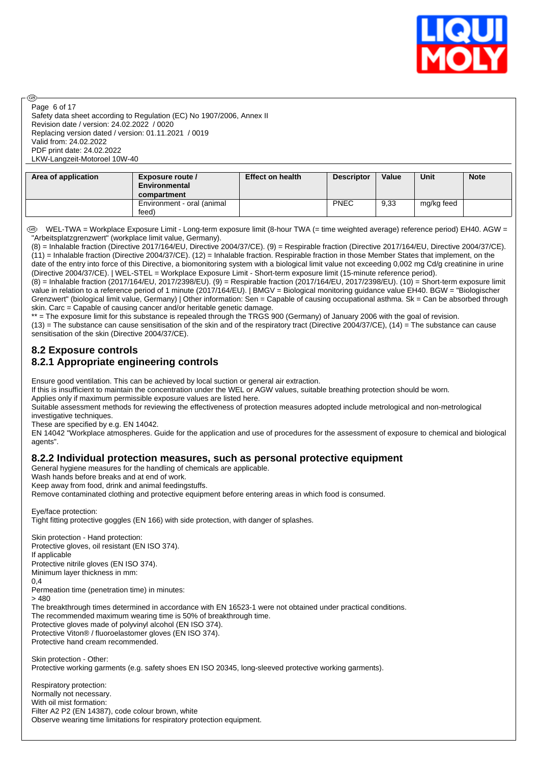| Area of application | Exposure route / Environmental compartment | Effect on health | Descriptor | Value | Unit | Note |
|---|---|---|---|---|---|---|
| | Environment - oral (animal feed) | | PNEC | 9,33 | mg/kg feed | |

WEL-TWA = Workplace Exposure Limit - Long-term exposure limit (8-hour TWA (= time weighted average) reference period) EH40. AGW = "Arbeitsplatzgrenzwert" (workplace limit value, Germany).
(8) = Inhalable fraction (Directive 2017/164/EU, Directive 2004/37/CE). (9) = Respirable fraction (Directive 2017/164/EU, Directive 2004/37/CE). (11) = Inhalable fraction (Directive 2004/37/CE). (12) = Inhalable fraction. Respirable fraction in those Member States that implement, on the date of the entry into force of this Directive, a biomonitoring system with a biological limit value not exceeding 0,002 mg Cd/g creatinine in urine (Directive 2004/37/CE). | WEL-STEL = Workplace Exposure Limit - Short-term exposure limit (15-minute reference period).
(8) = Inhalable fraction (2017/164/EU, 2017/2398/EU). (9) = Respirable fraction (2017/164/EU, 2017/2398/EU). (10) = Short-term exposure limit value in relation to a reference period of 1 minute (2017/164/EU). | BMGV = Biological monitoring guidance value EH40. BGW = "Biologischer Grenzwert" (biological limit value, Germany) | Other information: Sen = Capable of causing occupational asthma. Sk = Can be absorbed through skin. Carc = Capable of causing cancer and/or heritable genetic damage.
** = The exposure limit for this substance is repealed through the TRGS 900 (Germany) of January 2006 with the goal of revision.
(13) = The substance can cause sensitisation of the skin and of the respiratory tract (Directive 2004/37/CE), (14) = The substance can cause sensitisation of the skin (Directive 2004/37/CE).

## 8.2 Exposure controls

### 8.2.1 Appropriate engineering controls

Ensure good ventilation. This can be achieved by local suction or general air extraction.
If this is insufficient to maintain the concentration under the WEL or AGW values, suitable breathing protection should be worn.
Applies only if maximum permissible exposure values are listed here.
Suitable assessment methods for reviewing the effectiveness of protection measures adopted include metrological and non-metrological investigative techniques.
These are specified by e.g. EN 14042.
EN 14042 "Workplace atmospheres. Guide for the application and use of procedures for the assessment of exposure to chemical and biological agents".

### 8.2.2 Individual protection measures, such as personal protective equipment

General hygiene measures for the handling of chemicals are applicable.
Wash hands before breaks and at end of work.
Keep away from food, drink and animal feedingstuffs.
Remove contaminated clothing and protective equipment before entering areas in which food is consumed.

Eye/face protection:
Tight fitting protective goggles (EN 166) with side protection, with danger of splashes.

Skin protection - Hand protection:
Protective gloves, oil resistant (EN ISO 374).
If applicable
Protective nitrile gloves (EN ISO 374).
Minimum layer thickness in mm:
0,4
Permeation time (penetration time) in minutes:
> 480
The breakthrough times determined in accordance with EN 16523-1 were not obtained under practical conditions.
The recommended maximum wearing time is 50% of breakthrough time.
Protective gloves made of polyvinyl alcohol (EN ISO 374).
Protective Viton® / fluoroelastomer gloves (EN ISO 374).
Protective hand cream recommended.

Skin protection - Other:
Protective working garments (e.g. safety shoes EN ISO 20345, long-sleeved protective working garments).

Respiratory protection:
Normally not necessary.
With oil mist formation:
Filter A2 P2 (EN 14387), code colour brown, white
Observe wearing time limitations for respiratory protection equipment.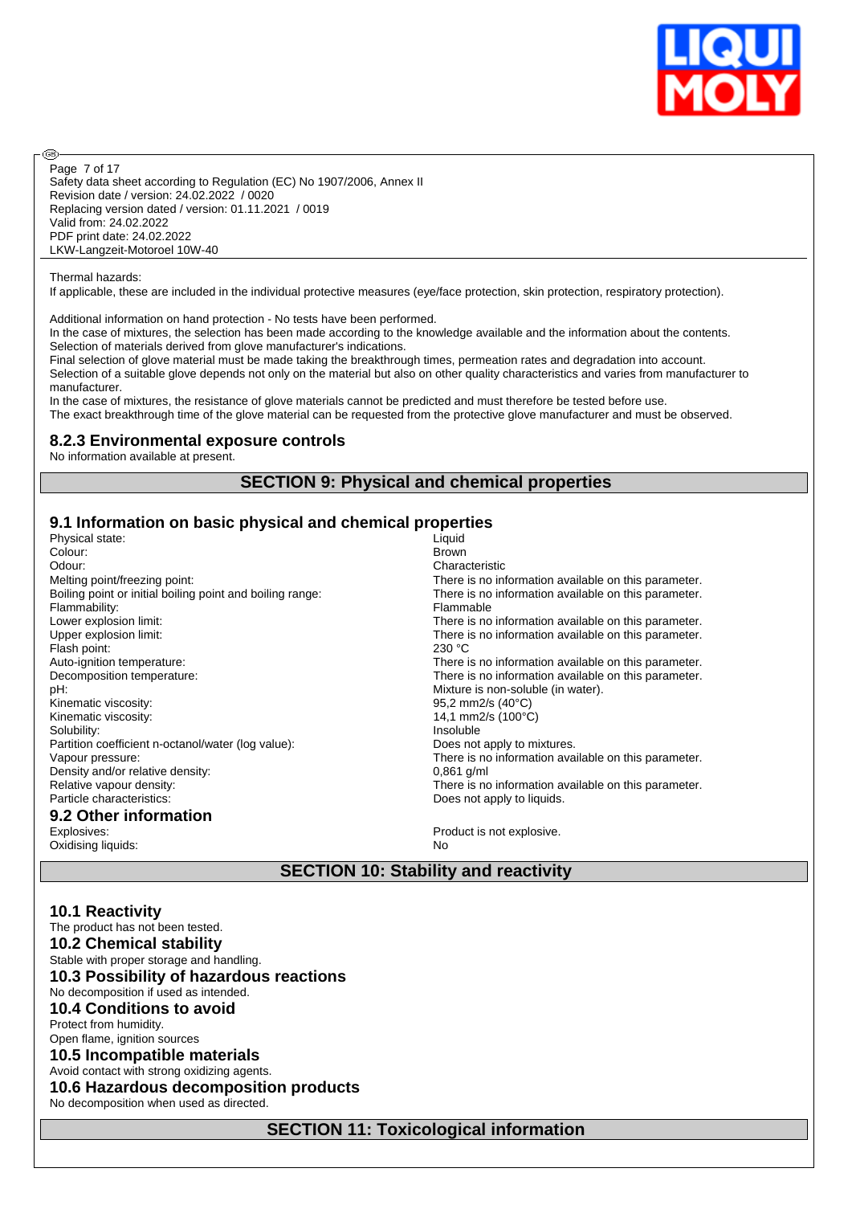Thermal hazards:
If applicable, these are included in the individual protective measures (eye/face protection, skin protection, respiratory protection).

Additional information on hand protection - No tests have been performed.
In the case of mixtures, the selection has been made according to the knowledge available and the information about the contents.
Selection of materials derived from glove manufacturer's indications.
Final selection of glove material must be made taking the breakthrough times, permeation rates and degradation into account.
Selection of a suitable glove depends not only on the material but also on other quality characteristics and varies from manufacturer to manufacturer.
In the case of mixtures, the resistance of glove materials cannot be predicted and must therefore be tested before use.
The exact breakthrough time of the glove material can be requested from the protective glove manufacturer and must be observed.

### 8.2.3 Environmental exposure controls

No information available at present.

## SECTION 9: Physical and chemical properties

### 9.1 Information on basic physical and chemical properties

| | |
|---|---|
| Physical state: | Liquid |
| Colour: | Brown |
| Odour: | Characteristic |
| Melting point/freezing point: | There is no information available on this parameter. |
| Boiling point or initial boiling point and boiling range: | There is no information available on this parameter. |
| Flammability: | Flammable |
| Lower explosion limit: | There is no information available on this parameter. |
| Upper explosion limit: | There is no information available on this parameter. |
| Flash point: | 230 °C |
| Auto-ignition temperature: | There is no information available on this parameter. |
| Decomposition temperature: | There is no information available on this parameter. |
| pH: | Mixture is non-soluble (in water). |
| Kinematic viscosity: | 95,2 mm2/s (40°C) |
| Kinematic viscosity: | 14,1 mm2/s (100°C) |
| Solubility: | Insoluble |
| Partition coefficient n-octanol/water (log value): | Does not apply to mixtures. |
| Vapour pressure: | There is no information available on this parameter. |
| Density and/or relative density: | 0,861 g/ml |
| Relative vapour density: | There is no information available on this parameter. |
| Particle characteristics: | Does not apply to liquids. |

### 9.2 Other information

| | |
|---|---|
| Explosives: | Product is not explosive. |
| Oxidising liquids: | No |

## SECTION 10: Stability and reactivity

### 10.1 Reactivity

The product has not been tested.

### 10.2 Chemical stability

Stable with proper storage and handling.

### 10.3 Possibility of hazardous reactions

No decomposition if used as intended.

### 10.4 Conditions to avoid

Protect from humidity.
Open flame, ignition sources

### 10.5 Incompatible materials

Avoid contact with strong oxidizing agents.

### 10.6 Hazardous decomposition products

No decomposition when used as directed.

## SECTION 11: Toxicological information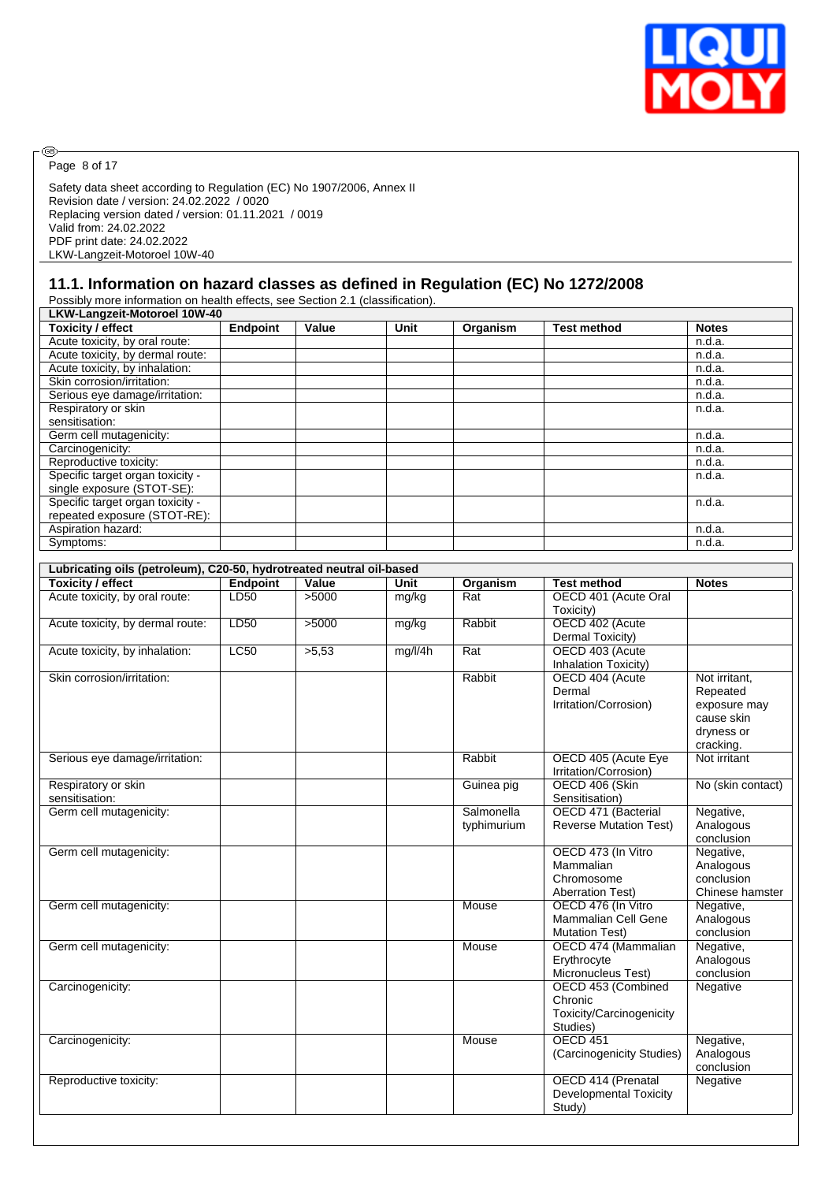Safety data sheet according to Regulation (EC) No 1907/2006, Annex II
Revision date / version: 24.02.2022 / 0020
Replacing version dated / version: 01.11.2021 / 0019
Valid from: 24.02.2022
PDF print date: 24.02.2022
LKW-Langzeit-Motoroel 10W-40

## 11.1. Information on hazard classes as defined in Regulation (EC) No 1272/2008

Possibly more information on health effects, see Section 2.1 (classification).

| LKW-Langzeit-Motoroel 10W-40 | | | | | | |
|---|---|---|---|---|---|---|
| **Toxicity / effect** | **Endpoint** | **Value** | **Unit** | **Organism** | **Test method** | **Notes** |
| Acute toxicity, by oral route: | | | | | | n.d.a. |
| Acute toxicity, by dermal route: | | | | | | n.d.a. |
| Acute toxicity, by inhalation: | | | | | | n.d.a. |
| Skin corrosion/irritation: | | | | | | n.d.a. |
| Serious eye damage/irritation: | | | | | | n.d.a. |
| Respiratory or skin sensitisation: | | | | | | n.d.a. |
| Germ cell mutagenicity: | | | | | | n.d.a. |
| Carcinogenicity: | | | | | | n.d.a. |
| Reproductive toxicity: | | | | | | n.d.a. |
| Specific target organ toxicity - single exposure (STOT-SE): | | | | | | n.d.a. |
| Specific target organ toxicity - repeated exposure (STOT-RE): | | | | | | n.d.a. |
| Aspiration hazard: | | | | | | n.d.a. |
| Symptoms: | | | | | | n.d.a. |

| Lubricating oils (petroleum), C20-50, hydrotreated neutral oil-based | | | | | | |
|---|---|---|---|---|---|---|
| **Toxicity / effect** | **Endpoint** | **Value** | **Unit** | **Organism** | **Test method** | **Notes** |
| Acute toxicity, by oral route: | LD50 | >5000 | mg/kg | Rat | OECD 401 (Acute Oral Toxicity) | |
| Acute toxicity, by dermal route: | LD50 | >5000 | mg/kg | Rabbit | OECD 402 (Acute Dermal Toxicity) | |
| Acute toxicity, by inhalation: | LC50 | >5,53 | mg/l/4h | Rat | OECD 403 (Acute Inhalation Toxicity) | |
| Skin corrosion/irritation: | | | | Rabbit | OECD 404 (Acute Dermal Irritation/Corrosion) | Not irritant, Repeated exposure may cause skin dryness or cracking. |
| Serious eye damage/irritation: | | | | Rabbit | OECD 405 (Acute Eye Irritation/Corrosion) | Not irritant |
| Respiratory or skin sensitisation: | | | | Guinea pig | OECD 406 (Skin Sensitisation) | No (skin contact) |
| Germ cell mutagenicity: | | | | Salmonella typhimurium | OECD 471 (Bacterial Reverse Mutation Test) | Negative, Analogous conclusion |
| Germ cell mutagenicity: | | | | | OECD 473 (In Vitro Mammalian Chromosome Aberration Test) | Negative, Analogous conclusion Chinese hamster |
| Germ cell mutagenicity: | | | | Mouse | OECD 476 (In Vitro Mammalian Cell Gene Mutation Test) | Negative, Analogous conclusion |
| Germ cell mutagenicity: | | | | Mouse | OECD 474 (Mammalian Erythrocyte Micronucleus Test) | Negative, Analogous conclusion |
| Carcinogenicity: | | | | | OECD 453 (Combined Chronic Toxicity/Carcinogenicity Studies) | Negative |
| Carcinogenicity: | | | | Mouse | OECD 451 (Carcinogenicity Studies) | Negative, Analogous conclusion |
| Reproductive toxicity: | | | | | OECD 414 (Prenatal Developmental Toxicity Study) | Negative |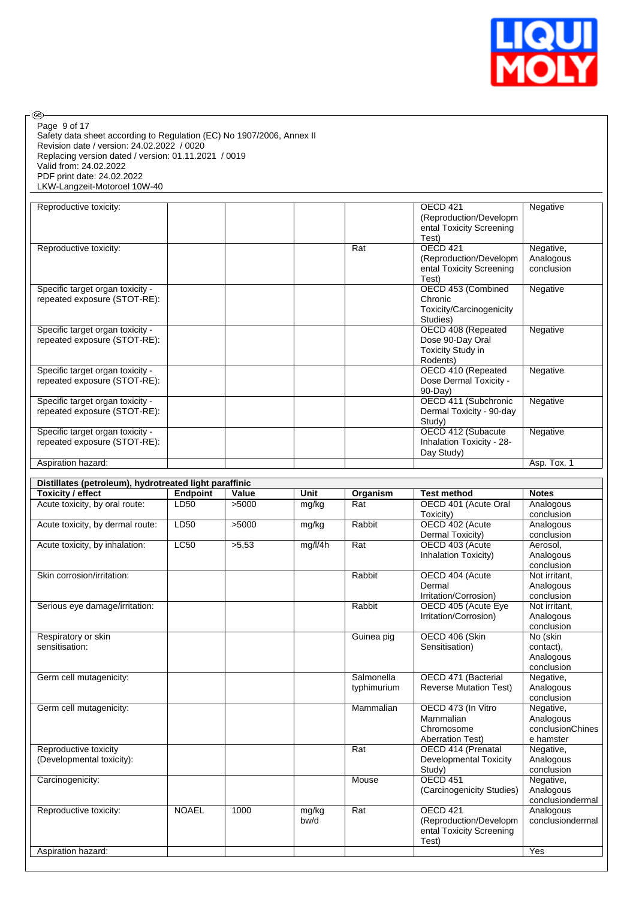| | | | | | | |
|---|---|---|---|---|---|---|
| Reproductive toxicity: | | | | | OECD 421 (Reproduction/Developmental Toxicity Screening Test) | Negative |
| Reproductive toxicity: | | | | Rat | OECD 421 (Reproduction/Developmental Toxicity Screening Test) | Negative, Analogous conclusion |
| Specific target organ toxicity - repeated exposure (STOT-RE): | | | | | OECD 453 (Combined Chronic Toxicity/Carcinogenicity Studies) | Negative |
| Specific target organ toxicity - repeated exposure (STOT-RE): | | | | | OECD 408 (Repeated Dose 90-Day Oral Toxicity Study in Rodents) | Negative |
| Specific target organ toxicity - repeated exposure (STOT-RE): | | | | | OECD 410 (Repeated Dose Dermal Toxicity - 90-Day) | Negative |
| Specific target organ toxicity - repeated exposure (STOT-RE): | | | | | OECD 411 (Subchronic Dermal Toxicity - 90-day Study) | Negative |
| Specific target organ toxicity - repeated exposure (STOT-RE): | | | | | OECD 412 (Subacute Inhalation Toxicity - 28-Day Study) | Negative |
| Aspiration hazard: | | | | | | Asp. Tox. 1 |

**Distillates (petroleum), hydrotreated light paraffinic**

| Toxicity / effect | Endpoint | Value | Unit | Organism | Test method | Notes |
|---|---|---|---|---|---|---|
| Acute toxicity, by oral route: | LD50 | >5000 | mg/kg | Rat | OECD 401 (Acute Oral Toxicity) | Analogous conclusion |
| Acute toxicity, by dermal route: | LD50 | >5000 | mg/kg | Rabbit | OECD 402 (Acute Dermal Toxicity) | Analogous conclusion |
| Acute toxicity, by inhalation: | LC50 | >5,53 | mg/l/4h | Rat | OECD 403 (Acute Inhalation Toxicity) | Aerosol, Analogous conclusion |
| Skin corrosion/irritation: | | | | Rabbit | OECD 404 (Acute Dermal Irritation/Corrosion) | Not irritant, Analogous conclusion |
| Serious eye damage/irritation: | | | | Rabbit | OECD 405 (Acute Eye Irritation/Corrosion) | Not irritant, Analogous conclusion |
| Respiratory or skin sensitisation: | | | | Guinea pig | OECD 406 (Skin Sensitisation) | No (skin contact), Analogous conclusion |
| Germ cell mutagenicity: | | | | Salmonella typhimurium | OECD 471 (Bacterial Reverse Mutation Test) | Negative, Analogous conclusion |
| Germ cell mutagenicity: | | | | Mammalian | OECD 473 (In Vitro Mammalian Chromosome Aberration Test) | Negative, Analogous conclusionChinese hamster |
| Reproductive toxicity (Developmental toxicity): | | | | Rat | OECD 414 (Prenatal Developmental Toxicity Study) | Negative, Analogous conclusion |
| Carcinogenicity: | | | | Mouse | OECD 451 (Carcinogenicity Studies) | Negative, Analogous conclusiondermal |
| Reproductive toxicity: | NOAEL | 1000 | mg/kg bw/d | Rat | OECD 421 (Reproduction/Developmental Toxicity Screening Test) | Analogous conclusiondermal |
| Aspiration hazard: | | | | | | Yes |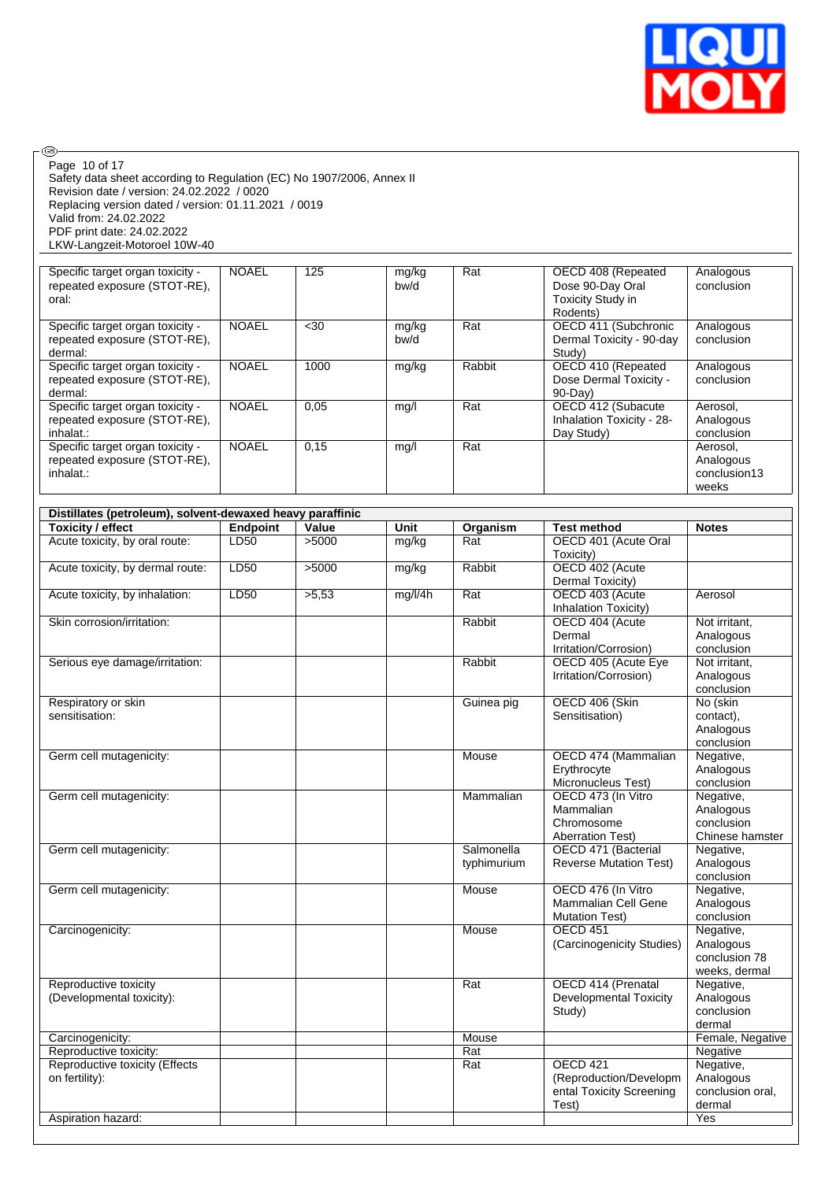Page 10 of 17
Safety data sheet according to Regulation (EC) No 1907/2006, Annex II
Revision date / version: 24.02.2022 / 0020
Replacing version dated / version: 01.11.2021 / 0019
Valid from: 24.02.2022
PDF print date: 24.02.2022
LKW-Langzeit-Motoroel 10W-40

| | | | | | | |
|---|---|---|---|---|---|---|
| Specific target organ toxicity - repeated exposure (STOT-RE), oral: | NOAEL | 125 | mg/kg bw/d | Rat | OECD 408 (Repeated Dose 90-Day Oral Toxicity Study in Rodents) | Analogous conclusion |
| Specific target organ toxicity - repeated exposure (STOT-RE), dermal: | NOAEL | <30 | mg/kg bw/d | Rat | OECD 411 (Subchronic Dermal Toxicity - 90-day Study) | Analogous conclusion |
| Specific target organ toxicity - repeated exposure (STOT-RE), dermal: | NOAEL | 1000 | mg/kg | Rabbit | OECD 410 (Repeated Dose Dermal Toxicity - 90-Day) | Analogous conclusion |
| Specific target organ toxicity - repeated exposure (STOT-RE), inhalat.: | NOAEL | 0,05 | mg/l | Rat | OECD 412 (Subacute Inhalation Toxicity - 28-Day Study) | Aerosol, Analogous conclusion |
| Specific target organ toxicity - repeated exposure (STOT-RE), inhalat.: | NOAEL | 0,15 | mg/l | Rat | | Aerosol, Analogous conclusion13 weeks |

| Distillates (petroleum), solvent-dewaxed heavy paraffinic | | | | | | |
|---|---|---|---|---|---|---|
| **Toxicity / effect** | **Endpoint** | **Value** | **Unit** | **Organism** | **Test method** | **Notes** |
| Acute toxicity, by oral route: | LD50 | >5000 | mg/kg | Rat | OECD 401 (Acute Oral Toxicity) | |
| Acute toxicity, by dermal route: | LD50 | >5000 | mg/kg | Rabbit | OECD 402 (Acute Dermal Toxicity) | |
| Acute toxicity, by inhalation: | LD50 | >5,53 | mg/l/4h | Rat | OECD 403 (Acute Inhalation Toxicity) | Aerosol |
| Skin corrosion/irritation: | | | | Rabbit | OECD 404 (Acute Dermal Irritation/Corrosion) | Not irritant, Analogous conclusion |
| Serious eye damage/irritation: | | | | Rabbit | OECD 405 (Acute Eye Irritation/Corrosion) | Not irritant, Analogous conclusion |
| Respiratory or skin sensitisation: | | | | Guinea pig | OECD 406 (Skin Sensitisation) | No (skin contact), Analogous conclusion |
| Germ cell mutagenicity: | | | | Mouse | OECD 474 (Mammalian Erythrocyte Micronucleus Test) | Negative, Analogous conclusion |
| Germ cell mutagenicity: | | | | Mammalian | OECD 473 (In Vitro Mammalian Chromosome Aberration Test) | Negative, Analogous conclusion Chinese hamster |
| Germ cell mutagenicity: | | | | Salmonella typhimurium | OECD 471 (Bacterial Reverse Mutation Test) | Negative, Analogous conclusion |
| Germ cell mutagenicity: | | | | Mouse | OECD 476 (In Vitro Mammalian Cell Gene Mutation Test) | Negative, Analogous conclusion |
| Carcinogenicity: | | | | Mouse | OECD 451 (Carcinogenicity Studies) | Negative, Analogous conclusion 78 weeks, dermal |
| Reproductive toxicity (Developmental toxicity): | | | | Rat | OECD 414 (Prenatal Developmental Toxicity Study) | Negative, Analogous conclusion dermal |
| Carcinogenicity: | | | | Mouse | | Female, Negative |
| Reproductive toxicity: | | | | Rat | | Negative |
| Reproductive toxicity (Effects on fertility): | | | | Rat | OECD 421 (Reproduction/Developmental Toxicity Screening Test) | Negative, Analogous conclusion oral, dermal |
| Aspiration hazard: | | | | | | Yes |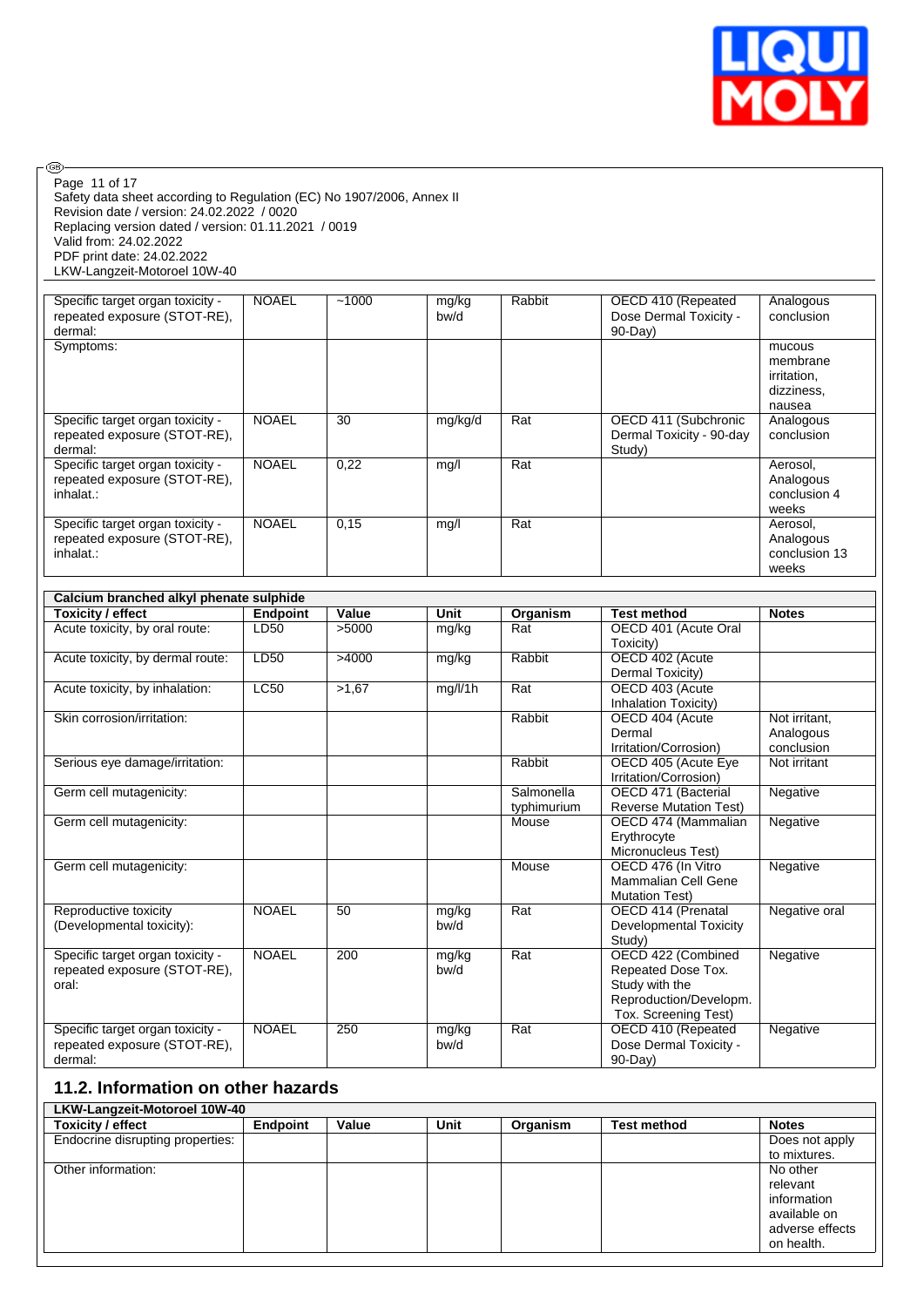| | | | | | | |
|---|---|---|---|---|---|---|
| Specific target organ toxicity - repeated exposure (STOT-RE), dermal: | NOAEL | ~1000 | mg/kg bw/d | Rabbit | OECD 410 (Repeated Dose Dermal Toxicity - 90-Day) | Analogous conclusion |
| Symptoms: | | | | | | mucous membrane irritation, dizziness, nausea |
| Specific target organ toxicity - repeated exposure (STOT-RE), dermal: | NOAEL | 30 | mg/kg/d | Rat | OECD 411 (Subchronic Dermal Toxicity - 90-day Study) | Analogous conclusion |
| Specific target organ toxicity - repeated exposure (STOT-RE), inhalat.: | NOAEL | 0,22 | mg/l | Rat | | Aerosol, Analogous conclusion 4 weeks |
| Specific target organ toxicity - repeated exposure (STOT-RE), inhalat.: | NOAEL | 0,15 | mg/l | Rat | | Aerosol, Analogous conclusion 13 weeks |

| Calcium branched alkyl phenate sulphide | | | | | | |
|---|---|---|---|---|---|---|
| **Toxicity / effect** | **Endpoint** | **Value** | **Unit** | **Organism** | **Test method** | **Notes** |
| Acute toxicity, by oral route: | LD50 | >5000 | mg/kg | Rat | OECD 401 (Acute Oral Toxicity) | |
| Acute toxicity, by dermal route: | LD50 | >4000 | mg/kg | Rabbit | OECD 402 (Acute Dermal Toxicity) | |
| Acute toxicity, by inhalation: | LC50 | >1,67 | mg/l/1h | Rat | OECD 403 (Acute Inhalation Toxicity) | |
| Skin corrosion/irritation: | | | | Rabbit | OECD 404 (Acute Dermal Irritation/Corrosion) | Not irritant, Analogous conclusion |
| Serious eye damage/irritation: | | | | Rabbit | OECD 405 (Acute Eye Irritation/Corrosion) | Not irritant |
| Germ cell mutagenicity: | | | | Salmonella typhimurium | OECD 471 (Bacterial Reverse Mutation Test) | Negative |
| Germ cell mutagenicity: | | | | Mouse | OECD 474 (Mammalian Erythrocyte Micronucleus Test) | Negative |
| Germ cell mutagenicity: | | | | Mouse | OECD 476 (In Vitro Mammalian Cell Gene Mutation Test) | Negative |
| Reproductive toxicity (Developmental toxicity): | NOAEL | 50 | mg/kg bw/d | Rat | OECD 414 (Prenatal Developmental Toxicity Study) | Negative oral |
| Specific target organ toxicity - repeated exposure (STOT-RE), oral: | NOAEL | 200 | mg/kg bw/d | Rat | OECD 422 (Combined Repeated Dose Tox. Study with the Reproduction/Developm. Tox. Screening Test) | Negative |
| Specific target organ toxicity - repeated exposure (STOT-RE), dermal: | NOAEL | 250 | mg/kg bw/d | Rat | OECD 410 (Repeated Dose Dermal Toxicity - 90-Day) | Negative |

## 11.2. Information on other hazards

| LKW-Langzeit-Motoroel 10W-40 | | | | | | |
|---|---|---|---|---|---|---|
| **Toxicity / effect** | **Endpoint** | **Value** | **Unit** | **Organism** | **Test method** | **Notes** |
| Endocrine disrupting properties: | | | | | | Does not apply to mixtures. |
| Other information: | | | | | | No other relevant information available on adverse effects on health. |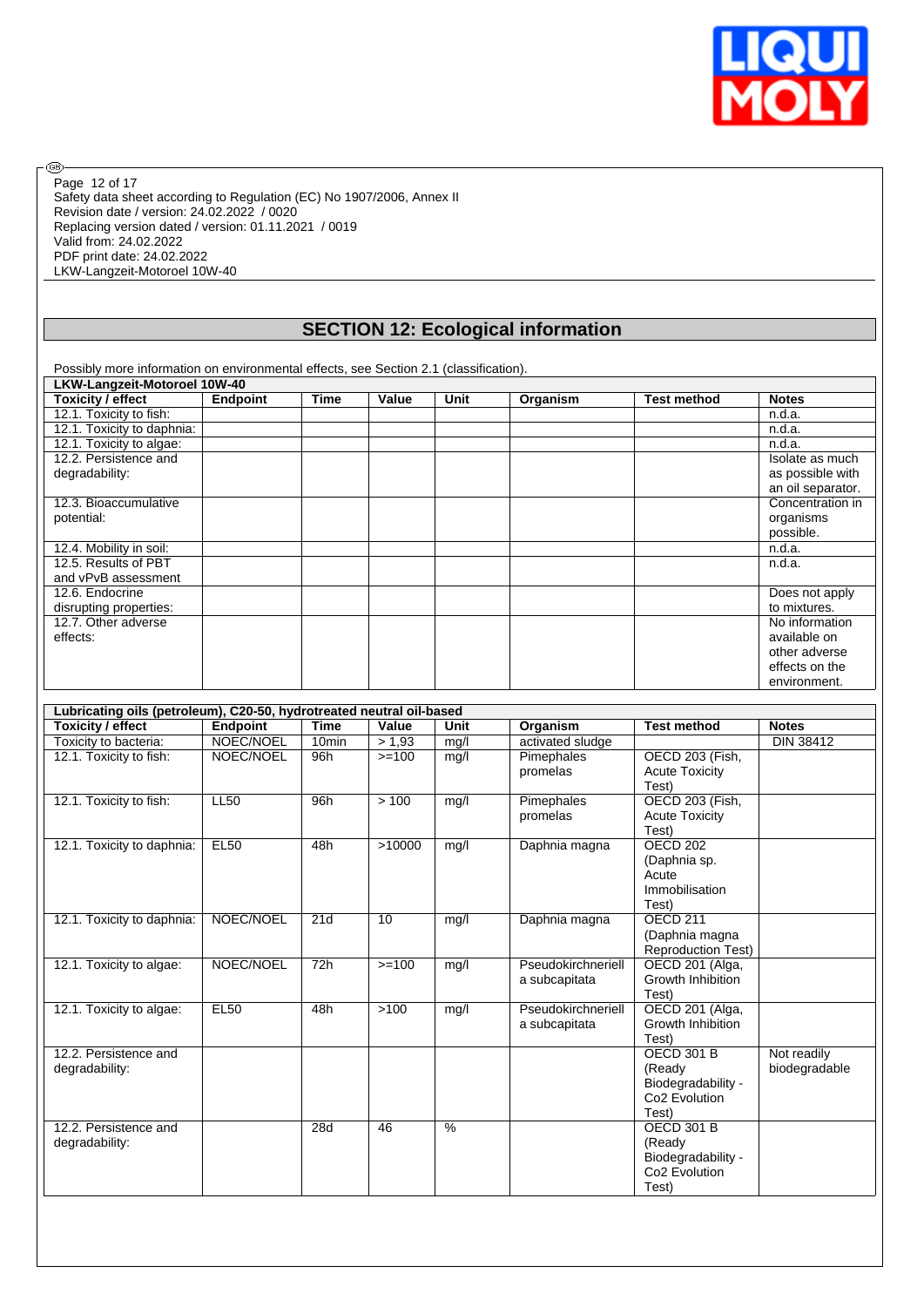Safety data sheet according to Regulation (EC) No 1907/2006, Annex II
Revision date / version: 24.02.2022 / 0020
Replacing version dated / version: 01.11.2021 / 0019
Valid from: 24.02.2022
PDF print date: 24.02.2022
LKW-Langzeit-Motoroel 10W-40

## SECTION 12: Ecological information

Possibly more information on environmental effects, see Section 2.1 (classification).

| LKW-Langzeit-Motoroel 10W-40 | | | | | | | |
|---|---|---|---|---|---|---|---|
| **Toxicity / effect** | **Endpoint** | **Time** | **Value** | **Unit** | **Organism** | **Test method** | **Notes** |
| 12.1. Toxicity to fish: | | | | | | | n.d.a. |
| 12.1. Toxicity to daphnia: | | | | | | | n.d.a. |
| 12.1. Toxicity to algae: | | | | | | | n.d.a. |
| 12.2. Persistence and degradability: | | | | | | | Isolate as much as possible with an oil separator. |
| 12.3. Bioaccumulative potential: | | | | | | | Concentration in organisms possible. |
| 12.4. Mobility in soil: | | | | | | | n.d.a. |
| 12.5. Results of PBT and vPvB assessment | | | | | | | n.d.a. |
| 12.6. Endocrine disrupting properties: | | | | | | | Does not apply to mixtures. |
| 12.7. Other adverse effects: | | | | | | | No information available on other adverse effects on the environment. |

| Lubricating oils (petroleum), C20-50, hydrotreated neutral oil-based | | | | | | | |
|---|---|---|---|---|---|---|---|
| **Toxicity / effect** | **Endpoint** | **Time** | **Value** | **Unit** | **Organism** | **Test method** | **Notes** |
| Toxicity to bacteria: | NOEC/NOEL | 10min | > 1,93 | mg/l | activated sludge | | DIN 38412 |
| 12.1. Toxicity to fish: | NOEC/NOEL | 96h | >=100 | mg/l | Pimephales promelas | OECD 203 (Fish, Acute Toxicity Test) | |
| 12.1. Toxicity to fish: | LL50 | 96h | > 100 | mg/l | Pimephales promelas | OECD 203 (Fish, Acute Toxicity Test) | |
| 12.1. Toxicity to daphnia: | EL50 | 48h | >10000 | mg/l | Daphnia magna | OECD 202 (Daphnia sp. Acute Immobilisation Test) | |
| 12.1. Toxicity to daphnia: | NOEC/NOEL | 21d | 10 | mg/l | Daphnia magna | OECD 211 (Daphnia magna Reproduction Test) | |
| 12.1. Toxicity to algae: | NOEC/NOEL | 72h | >=100 | mg/l | Pseudokirchneriella subcapitata | OECD 201 (Alga, Growth Inhibition Test) | |
| 12.1. Toxicity to algae: | EL50 | 48h | >100 | mg/l | Pseudokirchneriella subcapitata | OECD 201 (Alga, Growth Inhibition Test) | |
| 12.2. Persistence and degradability: | | | | | | OECD 301 B (Ready Biodegradability - Co2 Evolution Test) | Not readily biodegradable |
| 12.2. Persistence and degradability: | | 28d | 46 | % | | OECD 301 B (Ready Biodegradability - Co2 Evolution Test) | |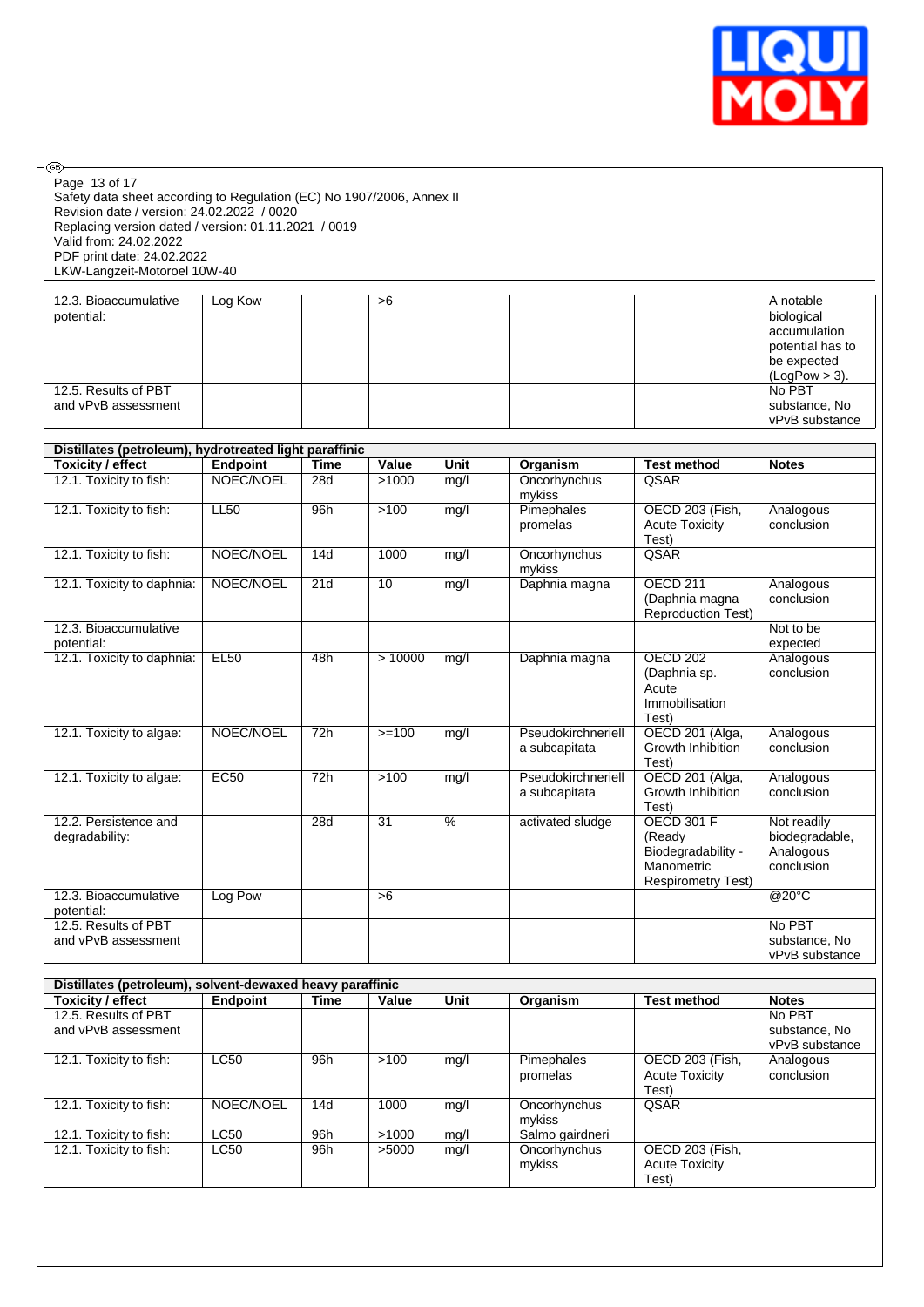Safety data sheet according to Regulation (EC) No 1907/2006, Annex II
Revision date / version: 24.02.2022 / 0020
Replacing version dated / version: 01.11.2021 / 0019
Valid from: 24.02.2022
PDF print date: 24.02.2022
LKW-Langzeit-Motoroel 10W-40

| | | | | | | | |
|---|---|---|---|---|---|---|---|
| 12.3. Bioaccumulative potential: | Log Kow | | >6 | | | | A notable biological accumulation potential has to be expected (LogPow > 3). |
| 12.5. Results of PBT and vPvB assessment | | | | | | | No PBT substance, No vPvB substance |

| Distillates (petroleum), hydrotreated light paraffinic | | | | | | | |
|---|---|---|---|---|---|---|---|
| **Toxicity / effect** | **Endpoint** | **Time** | **Value** | **Unit** | **Organism** | **Test method** | **Notes** |
| 12.1. Toxicity to fish: | NOEC/NOEL | 28d | >1000 | mg/l | Oncorhynchus mykiss | QSAR | |
| 12.1. Toxicity to fish: | LL50 | 96h | >100 | mg/l | Pimephales promelas | OECD 203 (Fish, Acute Toxicity Test) | Analogous conclusion |
| 12.1. Toxicity to fish: | NOEC/NOEL | 14d | 1000 | mg/l | Oncorhynchus mykiss | QSAR | |
| 12.1. Toxicity to daphnia: | NOEC/NOEL | 21d | 10 | mg/l | Daphnia magna | OECD 211 (Daphnia magna Reproduction Test) | Analogous conclusion |
| 12.3. Bioaccumulative potential: | | | | | | | Not to be expected |
| 12.1. Toxicity to daphnia: | EL50 | 48h | > 10000 | mg/l | Daphnia magna | OECD 202 (Daphnia sp. Acute Immobilisation Test) | Analogous conclusion |
| 12.1. Toxicity to algae: | NOEC/NOEL | 72h | >=100 | mg/l | Pseudokirchneriella subcapitata | OECD 201 (Alga, Growth Inhibition Test) | Analogous conclusion |
| 12.1. Toxicity to algae: | EC50 | 72h | >100 | mg/l | Pseudokirchneriella subcapitata | OECD 201 (Alga, Growth Inhibition Test) | Analogous conclusion |
| 12.2. Persistence and degradability: | | 28d | 31 | % | activated sludge | OECD 301 F (Ready Biodegradability - Manometric Respirometry Test) | Not readily biodegradable, Analogous conclusion |
| 12.3. Bioaccumulative potential: | Log Pow | | >6 | | | | @20°C |
| 12.5. Results of PBT and vPvB assessment | | | | | | | No PBT substance, No vPvB substance |

| Distillates (petroleum), solvent-dewaxed heavy paraffinic | | | | | | | |
|---|---|---|---|---|---|---|---|
| **Toxicity / effect** | **Endpoint** | **Time** | **Value** | **Unit** | **Organism** | **Test method** | **Notes** |
| 12.5. Results of PBT and vPvB assessment | | | | | | | No PBT substance, No vPvB substance |
| 12.1. Toxicity to fish: | LC50 | 96h | >100 | mg/l | Pimephales promelas | OECD 203 (Fish, Acute Toxicity Test) | Analogous conclusion |
| 12.1. Toxicity to fish: | NOEC/NOEL | 14d | 1000 | mg/l | Oncorhynchus mykiss | QSAR | |
| 12.1. Toxicity to fish: | LC50 | 96h | >1000 | mg/l | Salmo gairdneri | | |
| 12.1. Toxicity to fish: | LC50 | 96h | >5000 | mg/l | Oncorhynchus mykiss | OECD 203 (Fish, Acute Toxicity Test) | |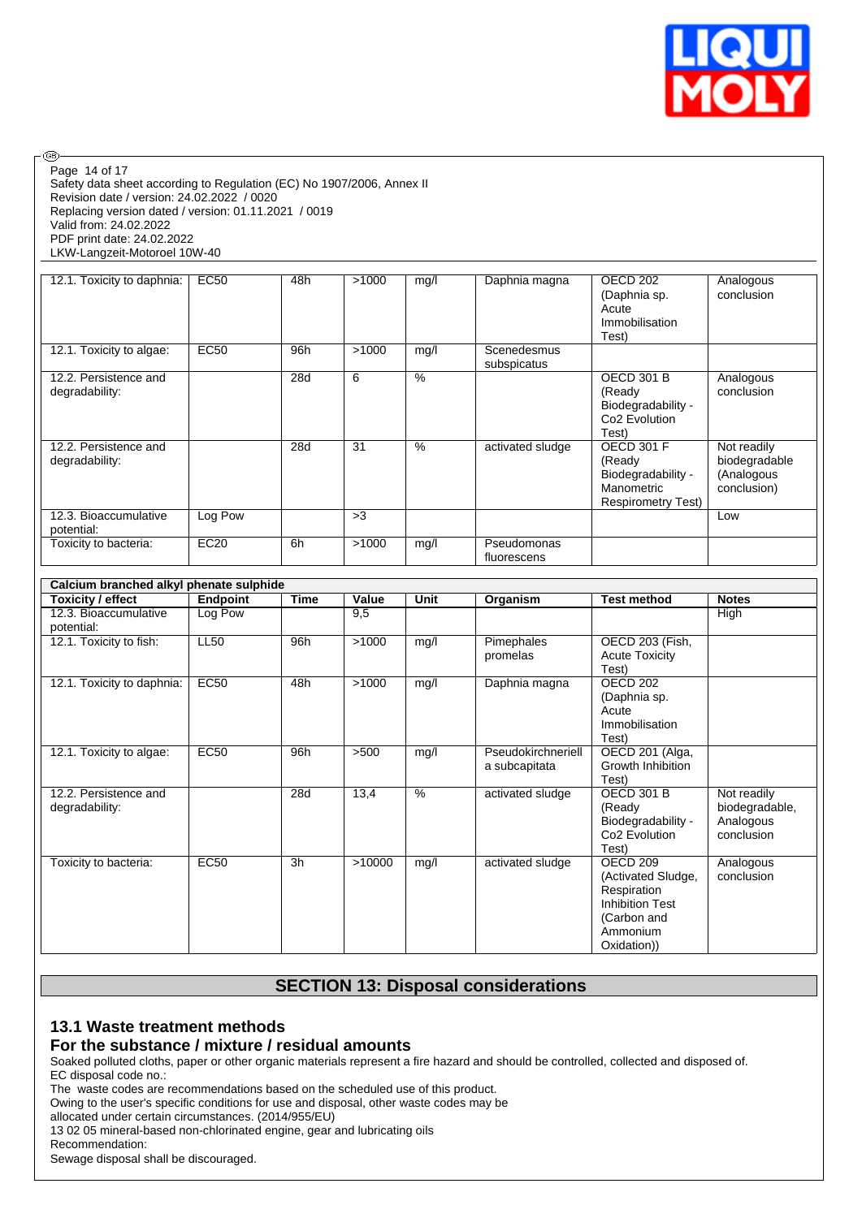Safety data sheet according to Regulation (EC) No 1907/2006, Annex II
Revision date / version: 24.02.2022 / 0020
Replacing version dated / version: 01.11.2021 / 0019
Valid from: 24.02.2022
PDF print date: 24.02.2022
LKW-Langzeit-Motoroel 10W-40

| | | | | | | | |
|---|---|---|---|---|---|---|---|
| 12.1. Toxicity to daphnia: | EC50 | 48h | >1000 | mg/l | Daphnia magna | OECD 202 (Daphnia sp. Acute Immobilisation Test) | Analogous conclusion |
| 12.1. Toxicity to algae: | EC50 | 96h | >1000 | mg/l | Scenedesmus subspicatus | | |
| 12.2. Persistence and degradability: | | 28d | 6 | % | | OECD 301 B (Ready Biodegradability - Co2 Evolution Test) | Analogous conclusion |
| 12.2. Persistence and degradability: | | 28d | 31 | % | activated sludge | OECD 301 F (Ready Biodegradability - Manometric Respirometry Test) | Not readily biodegradable (Analogous conclusion) |
| 12.3. Bioaccumulative potential: | Log Pow | | >3 | | | | Low |
| Toxicity to bacteria: | EC20 | 6h | >1000 | mg/l | Pseudomonas fluorescens | | |

**Calcium branched alkyl phenate sulphide**

| Toxicity / effect | Endpoint | Time | Value | Unit | Organism | Test method | Notes |
|---|---|---|---|---|---|---|---|
| 12.3. Bioaccumulative potential: | Log Pow | | 9,5 | | | | High |
| 12.1. Toxicity to fish: | LL50 | 96h | >1000 | mg/l | Pimephales promelas | OECD 203 (Fish, Acute Toxicity Test) | |
| 12.1. Toxicity to daphnia: | EC50 | 48h | >1000 | mg/l | Daphnia magna | OECD 202 (Daphnia sp. Acute Immobilisation Test) | |
| 12.1. Toxicity to algae: | EC50 | 96h | >500 | mg/l | Pseudokirchneriella subcapitata | OECD 201 (Alga, Growth Inhibition Test) | |
| 12.2. Persistence and degradability: | | 28d | 13,4 | % | activated sludge | OECD 301 B (Ready Biodegradability - Co2 Evolution Test) | Not readily biodegradable, Analogous conclusion |
| Toxicity to bacteria: | EC50 | 3h | >10000 | mg/l | activated sludge | OECD 209 (Activated Sludge, Respiration Inhibition Test (Carbon and Ammonium Oxidation)) | Analogous conclusion |

# SECTION 13: Disposal considerations

## 13.1 Waste treatment methods

## For the substance / mixture / residual amounts

Soaked polluted cloths, paper or other organic materials represent a fire hazard and should be controlled, collected and disposed of.
EC disposal code no.:
The waste codes are recommendations based on the scheduled use of this product.
Owing to the user's specific conditions for use and disposal, other waste codes may be
allocated under certain circumstances. (2014/955/EU)
13 02 05 mineral-based non-chlorinated engine, gear and lubricating oils
Recommendation:
Sewage disposal shall be discouraged.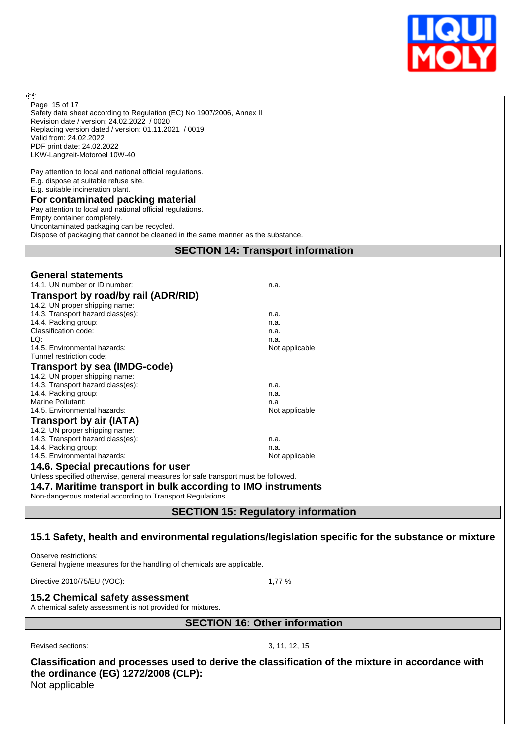Page 15 of 17
Safety data sheet according to Regulation (EC) No 1907/2006, Annex II
Revision date / version: 24.02.2022 / 0020
Replacing version dated / version: 01.11.2021 / 0019
Valid from: 24.02.2022
PDF print date: 24.02.2022
LKW-Langzeit-Motoroel 10W-40

Pay attention to local and national official regulations.
E.g. dispose at suitable refuse site.
E.g. suitable incineration plant.

### For contaminated packing material

Pay attention to local and national official regulations.
Empty container completely.
Uncontaminated packaging can be recycled.
Dispose of packaging that cannot be cleaned in the same manner as the substance.

## SECTION 14: Transport information

### General statements

| | |
|---|---|
| 14.1. UN number or ID number: | n.a. |

### Transport by road/by rail (ADR/RID)

| | |
|---|---|
| 14.2. UN proper shipping name: | |
| 14.3. Transport hazard class(es): | n.a. |
| 14.4. Packing group: | n.a. |
| Classification code: | n.a. |
| LQ: | n.a. |
| 14.5. Environmental hazards: | Not applicable |
| Tunnel restriction code: | |

### Transport by sea (IMDG-code)

| | |
|---|---|
| 14.2. UN proper shipping name: | |
| 14.3. Transport hazard class(es): | n.a. |
| 14.4. Packing group: | n.a. |
| Marine Pollutant: | n.a |
| 14.5. Environmental hazards: | Not applicable |

### Transport by air (IATA)

| | |
|---|---|
| 14.2. UN proper shipping name: | |
| 14.3. Transport hazard class(es): | n.a. |
| 14.4. Packing group: | n.a. |
| 14.5. Environmental hazards: | Not applicable |

### 14.6. Special precautions for user

Unless specified otherwise, general measures for safe transport must be followed.

### 14.7. Maritime transport in bulk according to IMO instruments

Non-dangerous material according to Transport Regulations.

## SECTION 15: Regulatory information

### 15.1 Safety, health and environmental regulations/legislation specific for the substance or mixture

Observe restrictions:
General hygiene measures for the handling of chemicals are applicable.

Directive 2010/75/EU (VOC): 1,77 %

### 15.2 Chemical safety assessment

A chemical safety assessment is not provided for mixtures.

## SECTION 16: Other information

Revised sections: 3, 11, 12, 15

### Classification and processes used to derive the classification of the mixture in accordance with the ordinance (EG) 1272/2008 (CLP):

Not applicable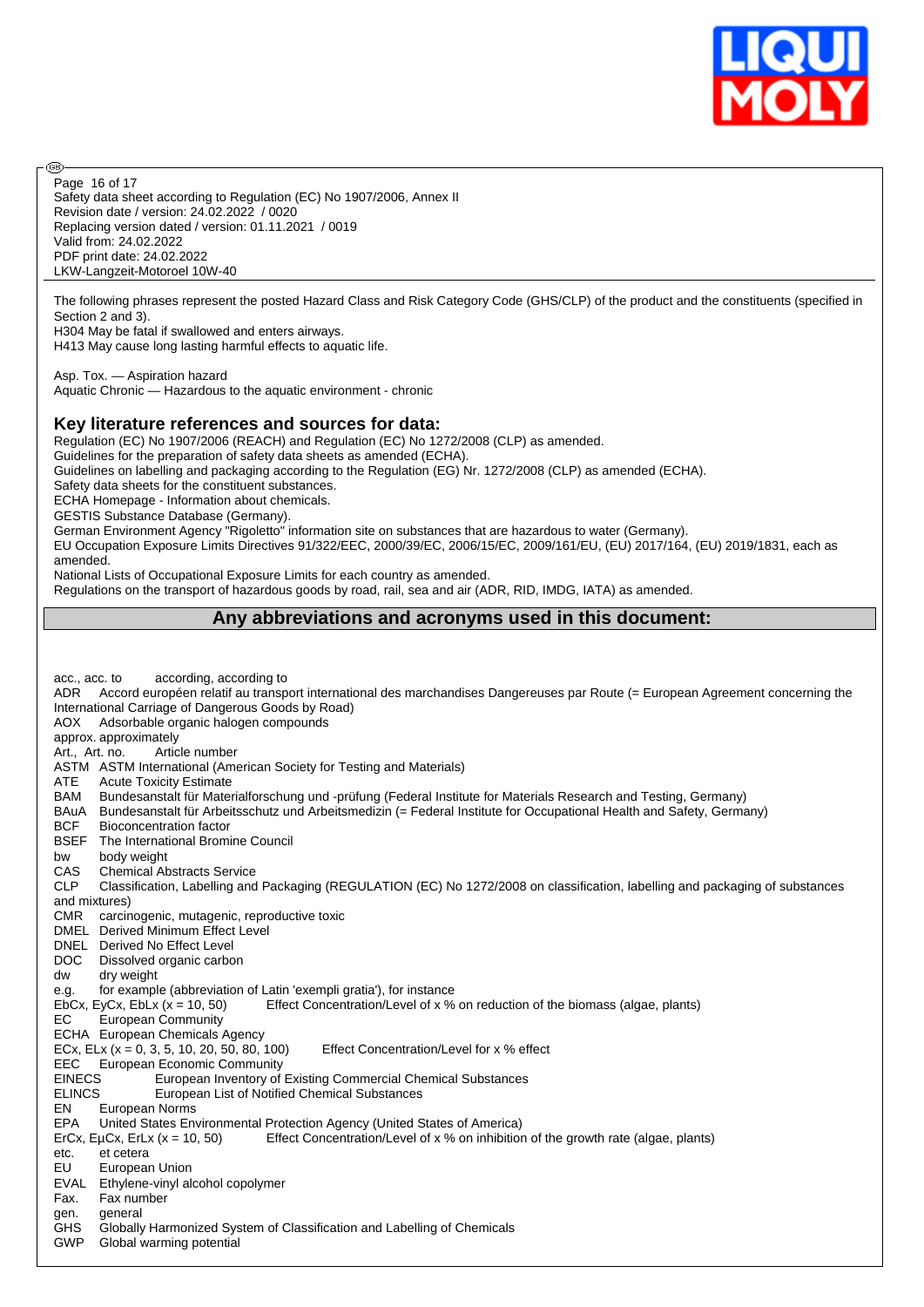The following phrases represent the posted Hazard Class and Risk Category Code (GHS/CLP) of the product and the constituents (specified in Section 2 and 3).
H304 May be fatal if swallowed and enters airways.
H413 May cause long lasting harmful effects to aquatic life.

Asp. Tox. — Aspiration hazard
Aquatic Chronic — Hazardous to the aquatic environment - chronic

## Key literature references and sources for data:

Regulation (EC) No 1907/2006 (REACH) and Regulation (EC) No 1272/2008 (CLP) as amended.
Guidelines for the preparation of safety data sheets as amended (ECHA).
Guidelines on labelling and packaging according to the Regulation (EG) Nr. 1272/2008 (CLP) as amended (ECHA).
Safety data sheets for the constituent substances.
ECHA Homepage - Information about chemicals.
GESTIS Substance Database (Germany).
German Environment Agency "Rigoletto" information site on substances that are hazardous to water (Germany).
EU Occupation Exposure Limits Directives 91/322/EEC, 2000/39/EC, 2006/15/EC, 2009/161/EU, (EU) 2017/164, (EU) 2019/1831, each as amended.
National Lists of Occupational Exposure Limits for each country as amended.
Regulations on the transport of hazardous goods by road, rail, sea and air (ADR, RID, IMDG, IATA) as amended.

## Any abbreviations and acronyms used in this document:

acc., acc. to according, according to
ADR Accord européen relatif au transport international des marchandises Dangereuses par Route (= European Agreement concerning the International Carriage of Dangerous Goods by Road)
AOX Adsorbable organic halogen compounds
approx. approximately
Art., Art. no. Article number
ASTM ASTM International (American Society for Testing and Materials)
ATE Acute Toxicity Estimate
BAM Bundesanstalt für Materialforschung und -prüfung (Federal Institute for Materials Research and Testing, Germany)
BAuA Bundesanstalt für Arbeitsschutz und Arbeitsmedizin (= Federal Institute for Occupational Health and Safety, Germany)
BCF Bioconcentration factor
BSEF The International Bromine Council
bw body weight
CAS Chemical Abstracts Service
CLP Classification, Labelling and Packaging (REGULATION (EC) No 1272/2008 on classification, labelling and packaging of substances and mixtures)
CMR carcinogenic, mutagenic, reproductive toxic
DMEL Derived Minimum Effect Level
DNEL Derived No Effect Level
DOC Dissolved organic carbon
dw dry weight
e.g. for example (abbreviation of Latin 'exempli gratia'), for instance
EbCx, EyCx, EbLx (x = 10, 50) Effect Concentration/Level of x % on reduction of the biomass (algae, plants)
EC European Community
ECHA European Chemicals Agency
ECx, ELx (x = 0, 3, 5, 10, 20, 50, 80, 100) Effect Concentration/Level for x % effect
EEC European Economic Community
EINECS European Inventory of Existing Commercial Chemical Substances
ELINCS European List of Notified Chemical Substances
EN European Norms
EPA United States Environmental Protection Agency (United States of America)
ErCx, EµCx, ErLx (x = 10, 50) Effect Concentration/Level of x % on inhibition of the growth rate (algae, plants)
etc. et cetera
EU European Union
EVAL Ethylene-vinyl alcohol copolymer
Fax. Fax number
gen. general
GHS Globally Harmonized System of Classification and Labelling of Chemicals
GWP Global warming potential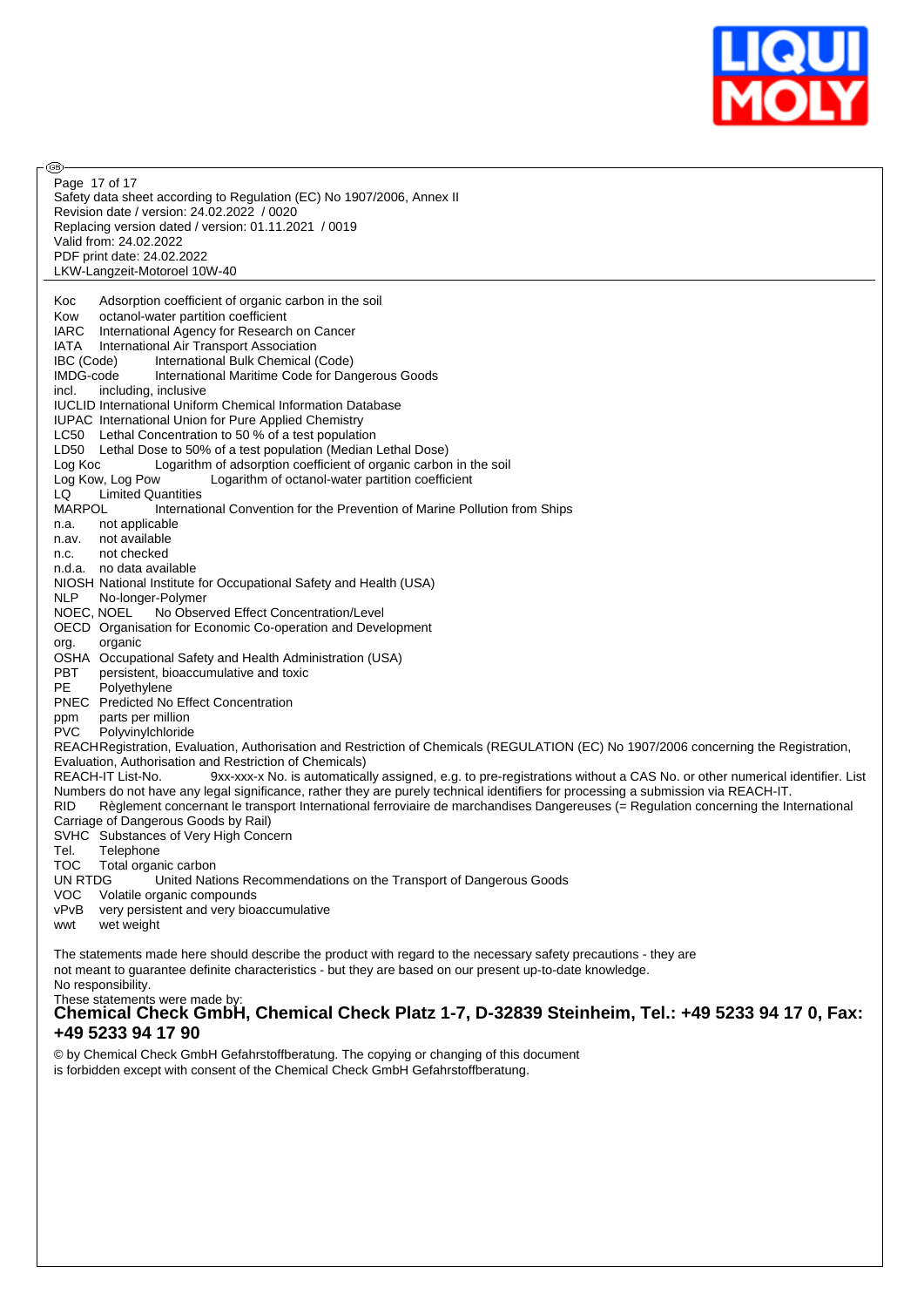Safety data sheet according to Regulation (EC) No 1907/2006, Annex II
Revision date / version: 24.02.2022 / 0020
Replacing version dated / version: 01.11.2021 / 0019
Valid from: 24.02.2022
PDF print date: 24.02.2022
LKW-Langzeit-Motoroel 10W-40

Koc Adsorption coefficient of organic carbon in the soil
Kow octanol-water partition coefficient
IARC International Agency for Research on Cancer
IATA International Air Transport Association
IBC (Code) International Bulk Chemical (Code)
IMDG-code International Maritime Code for Dangerous Goods
incl. including, inclusive
IUCLID International Uniform Chemical Information Database
IUPAC International Union for Pure Applied Chemistry
LC50 Lethal Concentration to 50 % of a test population
LD50 Lethal Dose to 50% of a test population (Median Lethal Dose)
Log Koc Logarithm of adsorption coefficient of organic carbon in the soil
Log Kow, Log Pow Logarithm of octanol-water partition coefficient
LQ Limited Quantities
MARPOL International Convention for the Prevention of Marine Pollution from Ships
n.a. not applicable
n.av. not available
n.c. not checked
n.d.a. no data available
NIOSH National Institute for Occupational Safety and Health (USA)
NLP No-longer-Polymer
NOEC, NOEL No Observed Effect Concentration/Level
OECD Organisation for Economic Co-operation and Development
org. organic
OSHA Occupational Safety and Health Administration (USA)
PBT persistent, bioaccumulative and toxic
PE Polyethylene
PNEC Predicted No Effect Concentration
ppm parts per million
PVC Polyvinylchloride
REACHRegistration, Evaluation, Authorisation and Restriction of Chemicals (REGULATION (EC) No 1907/2006 concerning the Registration, Evaluation, Authorisation and Restriction of Chemicals)
REACH-IT List-No. 9xx-xxx-x No. is automatically assigned, e.g. to pre-registrations without a CAS No. or other numerical identifier. List Numbers do not have any legal significance, rather they are purely technical identifiers for processing a submission via REACH-IT.
RID Règlement concernant le transport International ferroviaire de marchandises Dangereuses (= Regulation concerning the International Carriage of Dangerous Goods by Rail)
SVHC Substances of Very High Concern
Tel. Telephone
TOC Total organic carbon
UN RTDG United Nations Recommendations on the Transport of Dangerous Goods
VOC Volatile organic compounds
vPvB very persistent and very bioaccumulative
wwt wet weight

The statements made here should describe the product with regard to the necessary safety precautions - they are not meant to guarantee definite characteristics - but they are based on our present up-to-date knowledge.
No responsibility.
These statements were made by:

**Chemical Check GmbH, Chemical Check Platz 1-7, D-32839 Steinheim, Tel.: +49 5233 94 17 0, Fax: +49 5233 94 17 90**

© by Chemical Check GmbH Gefahrstoffberatung. The copying or changing of this document is forbidden except with consent of the Chemical Check GmbH Gefahrstoffberatung.